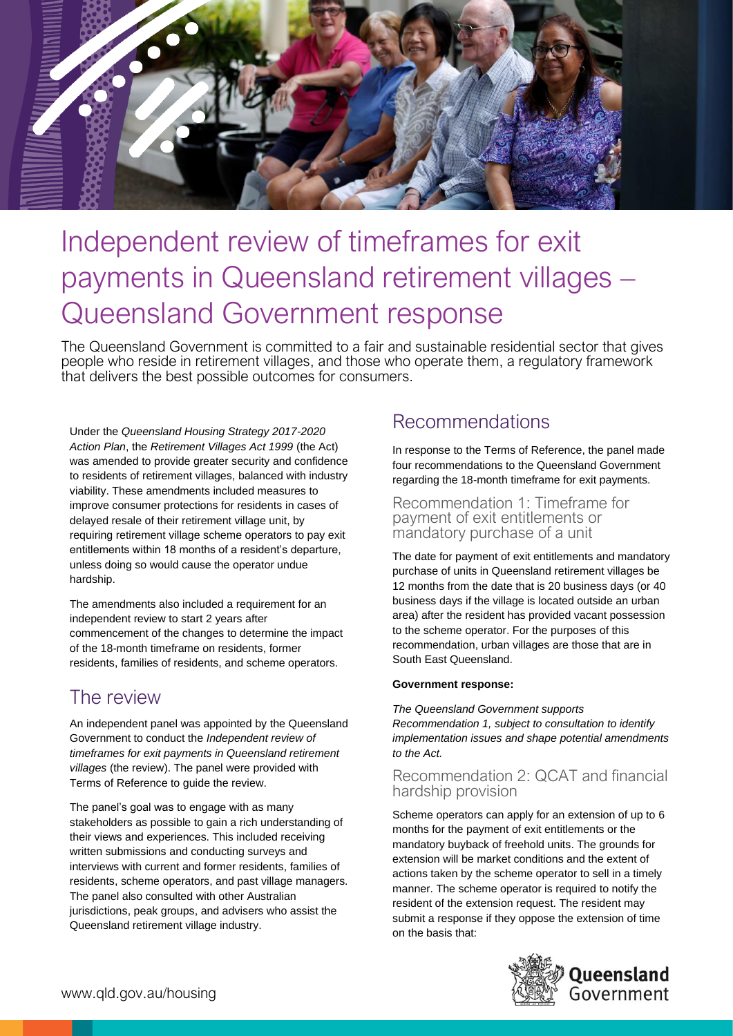# Independent review of timeframes for exit payments in Queensland retirement villages – Queensland Government response

The Queensland Government is committed to a fair and sustainable residential sector that gives people who reside in retirement villages, and those who operate them, a regulatory framework that delivers the best possible outcomes for consumers.

Under the *Queensland Housing Strategy 2017-2020 Action Plan*, the *Retirement Villages Act 1999* (the Act) was amended to provide greater security and confidence to residents of retirement villages, balanced with industry viability. These amendments included measures to improve consumer protections for residents in cases of delayed resale of their retirement village unit, by requiring retirement village scheme operators to pay exit entitlements within 18 months of a resident's departure, unless doing so would cause the operator undue hardship.

The amendments also included a requirement for an independent review to start 2 years after commencement of the changes to determine the impact of the 18-month timeframe on residents, former residents, families of residents, and scheme operators.

## The review

An independent panel was appointed by the Queensland Government to conduct the *Independent review of timeframes for exit payments in Queensland retirement villages* (the review). The panel were provided with Terms of Reference to guide the review.

The panel's goal was to engage with as many stakeholders as possible to gain a rich understanding of their views and experiences. This included receiving written submissions and conducting surveys and interviews with current and former residents, families of residents, scheme operators, and past village managers. The panel also consulted with other Australian jurisdictions, peak groups, and advisers who assist the Queensland retirement village industry.

## Recommendations

In response to the Terms of Reference, the panel made four recommendations to the Queensland Government regarding the 18-month timeframe for exit payments.

### Recommendation 1: Timeframe for payment of exit entitlements or mandatory purchase of a unit

The date for payment of exit entitlements and mandatory purchase of units in Queensland retirement villages be 12 months from the date that is 20 business days (or 40 business days if the village is located outside an urban area) after the resident has provided vacant possession to the scheme operator. For the purposes of this recommendation, urban villages are those that are in South East Queensland.

**Government response:**

*The Queensland Government supports Recommendation 1, subject to consultation to identify implementation issues and shape potential amendments to the Act.*

### Recommendation 2: QCAT and financial hardship provision

Scheme operators can apply for an extension of up to 6 months for the payment of exit entitlements or the mandatory buyback of freehold units. The grounds for extension will be market conditions and the extent of actions taken by the scheme operator to sell in a timely manner. The scheme operator is required to notify the resident of the extension request. The resident may submit a response if they oppose the extension of time on the basis that: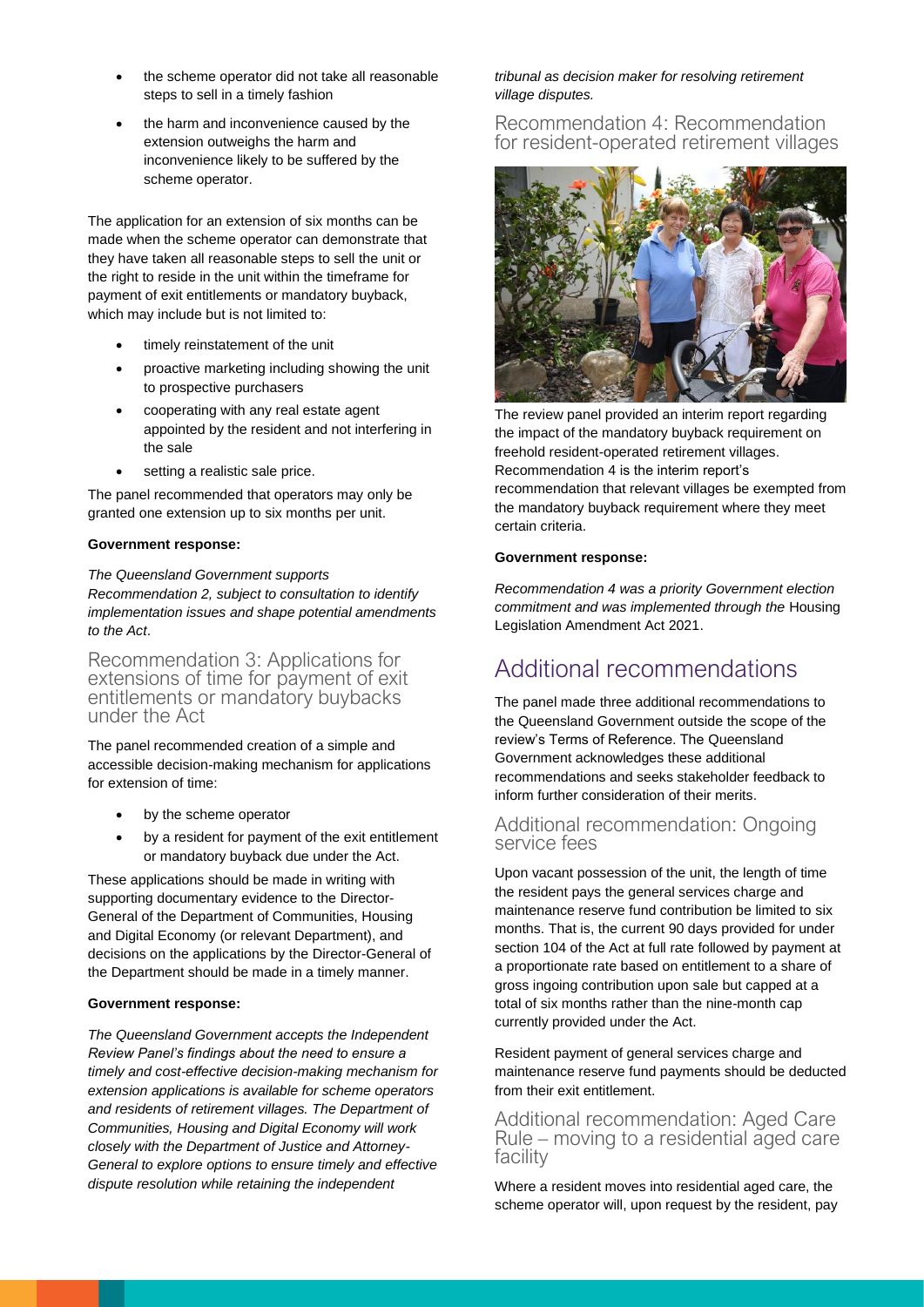- the scheme operator did not take all reasonable steps to sell in a timely fashion
- the harm and inconvenience caused by the extension outweighs the harm and inconvenience likely to be suffered by the scheme operator.

The application for an extension of six months can be made when the scheme operator can demonstrate that they have taken all reasonable steps to sell the unit or the right to reside in the unit within the timeframe for payment of exit entitlements or mandatory buyback, which may include but is not limited to:

- timely reinstatement of the unit
- proactive marketing including showing the unit to prospective purchasers
- cooperating with any real estate agent appointed by the resident and not interfering in the sale
- setting a realistic sale price.

The panel recommended that operators may only be granted one extension up to six months per unit.

**Government response:**

*The Queensland Government supports Recommendation 2, subject to consultation to identify implementation issues and shape potential amendments to the Act.*

### Recommendation 3: Applications for extensions of time for payment of exit entitlements or mandatory buybacks under the Act

The panel recommended creation of a simple and accessible decision-making mechanism for applications for extension of time:

- by the scheme operator
- by a resident for payment of the exit entitlement or mandatory buyback due under the Act.

These applications should be made in writing with supporting documentary evidence to the Director-General of the Department of Communities, Housing and Digital Economy (or relevant Department), and decisions on the applications by the Director-General of the Department should be made in a timely manner.

**Government response:**

*The Queensland Government accepts the Independent Review Panel's findings about the need to ensure a timely and cost-effective decision-making mechanism for extension applications is available for scheme operators and residents of retirement villages. The Department of Communities, Housing and Digital Economy will work closely with the Department of Justice and Attorney-General to explore options to ensure timely and effective dispute resolution while retaining the independent tribunal as decision maker for resolving retirement village disputes.*

### Recommendation 4: Recommendation for resident-operated retirement villages

The review panel provided an interim report regarding the impact of the mandatory buyback requirement on freehold resident-operated retirement villages. Recommendation 4 is the interim report's recommendation that relevant villages be exempted from the mandatory buyback requirement where they meet certain criteria.

**Government response:**

*Recommendation 4 was a priority Government election commitment and was implemented through the* Housing Legislation Amendment Act 2021.

## Additional recommendations

The panel made three additional recommendations to the Queensland Government outside the scope of the review's Terms of Reference. The Queensland Government acknowledges these additional recommendations and seeks stakeholder feedback to inform further consideration of their merits.

### Additional recommendation: Ongoing service fees

Upon vacant possession of the unit, the length of time the resident pays the general services charge and maintenance reserve fund contribution be limited to six months. That is, the current 90 days provided for under section 104 of the Act at full rate followed by payment at a proportionate rate based on entitlement to a share of gross ingoing contribution upon sale but capped at a total of six months rather than the nine-month cap currently provided under the Act.

Resident payment of general services charge and maintenance reserve fund payments should be deducted from their exit entitlement.

### Additional recommendation: Aged Care Rule – moving to a residential aged care facility

Where a resident moves into residential aged care, the scheme operator will, upon request by the resident, pay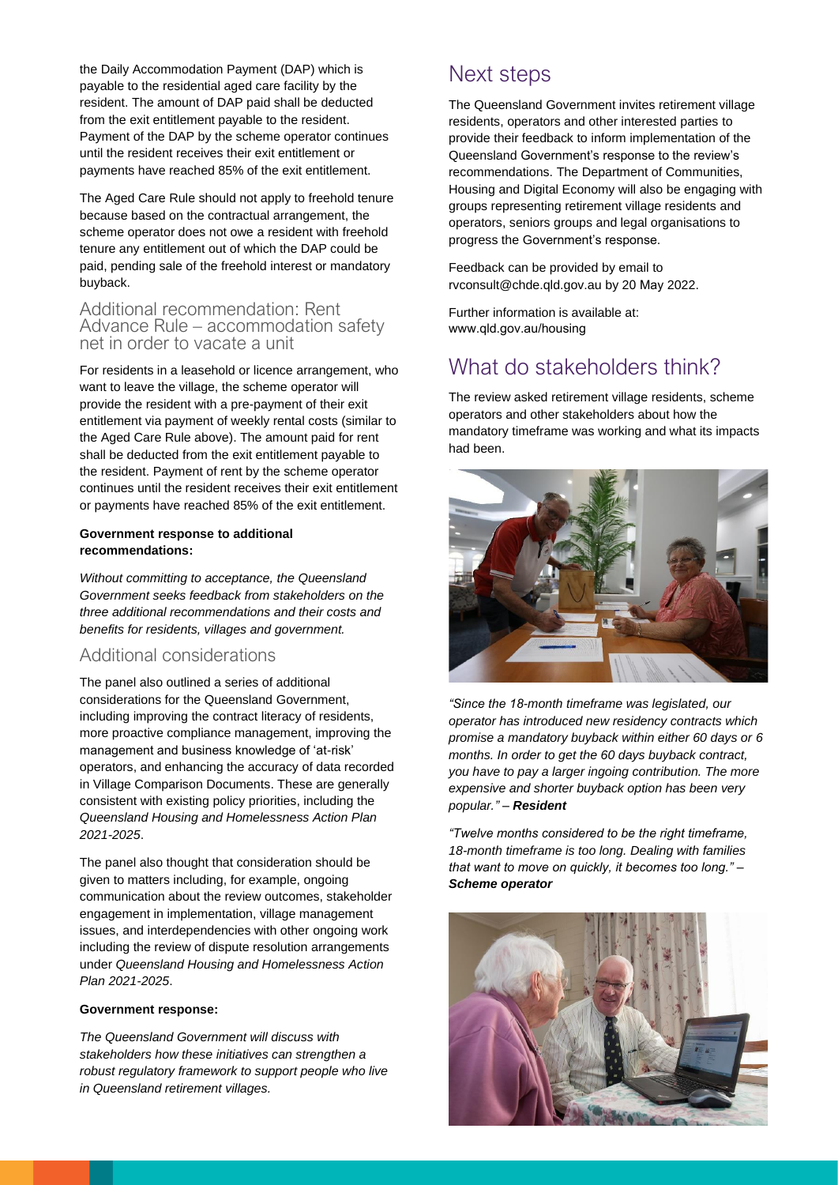the Daily Accommodation Payment (DAP) which is payable to the residential aged care facility by the resident. The amount of DAP paid shall be deducted from the exit entitlement payable to the resident. Payment of the DAP by the scheme operator continues until the resident receives their exit entitlement or payments have reached 85% of the exit entitlement.

The Aged Care Rule should not apply to freehold tenure because based on the contractual arrangement, the scheme operator does not owe a resident with freehold tenure any entitlement out of which the DAP could be paid, pending sale of the freehold interest or mandatory buyback.

### Additional recommendation: Rent Advance Rule – accommodation safety net in order to vacate a unit

For residents in a leasehold or licence arrangement, who want to leave the village, the scheme operator will provide the resident with a pre-payment of their exit entitlement via payment of weekly rental costs (similar to the Aged Care Rule above). The amount paid for rent shall be deducted from the exit entitlement payable to the resident. Payment of rent by the scheme operator continues until the resident receives their exit entitlement or payments have reached 85% of the exit entitlement.

**Government response to additional recommendations:**

*Without committing to acceptance, the Queensland Government seeks feedback from stakeholders on the three additional recommendations and their costs and benefits for residents, villages and government.*

### Additional considerations

The panel also outlined a series of additional considerations for the Queensland Government, including improving the contract literacy of residents, more proactive compliance management, improving the management and business knowledge of 'at-risk' operators, and enhancing the accuracy of data recorded in Village Comparison Documents. These are generally consistent with existing policy priorities, including the *Queensland Housing and Homelessness Action Plan 2021-2025*.

The panel also thought that consideration should be given to matters including, for example, ongoing communication about the review outcomes, stakeholder engagement in implementation, village management issues, and interdependencies with other ongoing work including the review of dispute resolution arrangements under *Queensland Housing and Homelessness Action Plan 2021-2025*.

**Government response:**

*The Queensland Government will discuss with stakeholders how these initiatives can strengthen a robust regulatory framework to support people who live in Queensland retirement villages.*

## Next steps

The Queensland Government invites retirement village residents, operators and other interested parties to provide their feedback to inform implementation of the Queensland Government's response to the review's recommendations. The Department of Communities, Housing and Digital Economy will also be engaging with groups representing retirement village residents and operators, seniors groups and legal organisations to progress the Government's response.

Feedback can be provided by email to rvconsult@chde.qld.gov.au by 20 May 2022.

Further information is available at: www.qld.gov.au/housing

## What do stakeholders think?

The review asked retirement village residents, scheme operators and other stakeholders about how the mandatory timeframe was working and what its impacts had been.

*"Since the 18-month timeframe was legislated, our operator has introduced new residency contracts which promise a mandatory buyback within either 60 days or 6 months. In order to get the 60 days buyback contract, you have to pay a larger ingoing contribution. The more expensive and shorter buyback option has been very popular." – **Resident***

*"Twelve months considered to be the right timeframe, 18-month timeframe is too long. Dealing with families that want to move on quickly, it becomes too long." – **Scheme operator***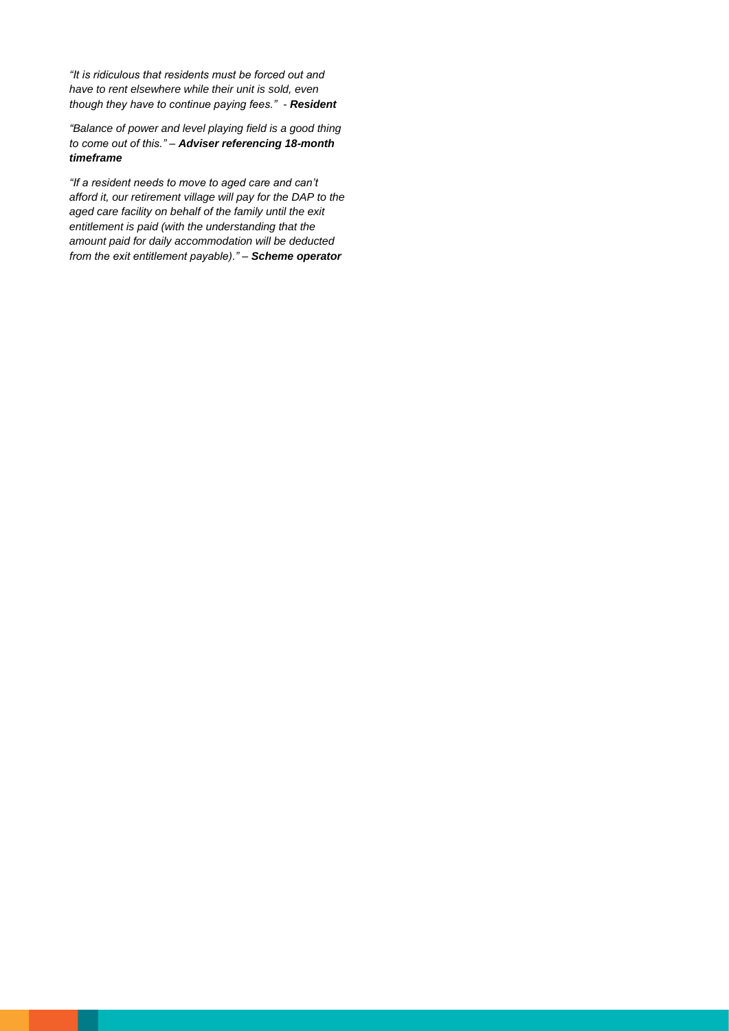*"It is ridiculous that residents must be forced out and have to rent elsewhere while their unit is sold, even though they have to continue paying fees."* - ***Resident***

*"Balance of power and level playing field is a good thing to come out of this."* – ***Adviser referencing 18-month timeframe***

*"If a resident needs to move to aged care and can't afford it, our retirement village will pay for the DAP to the aged care facility on behalf of the family until the exit entitlement is paid (with the understanding that the amount paid for daily accommodation will be deducted from the exit entitlement payable)."* – ***Scheme operator***